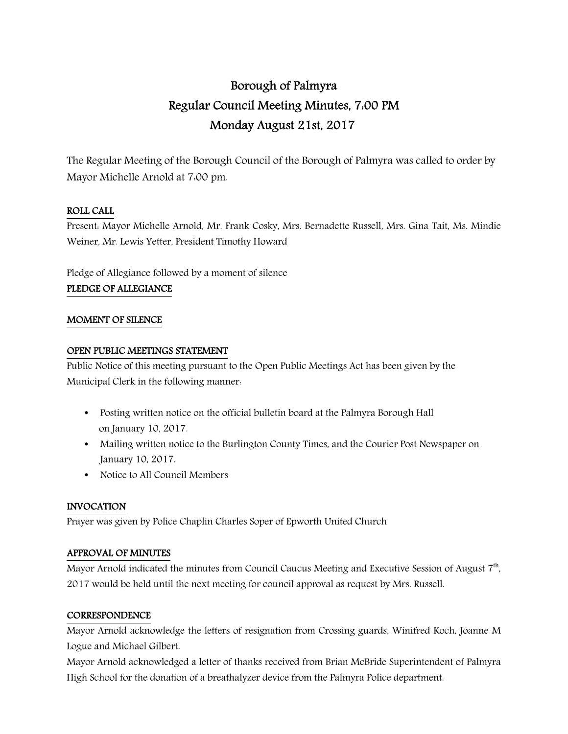# Borough of Palmyra
## Regular Council Meeting Minutes, 7:00 PM
## Monday August 21st, 2017

The Regular Meeting of the Borough Council of the Borough of Palmyra was called to order by Mayor Michelle Arnold at 7:00 pm.

**ROLL CALL**

Present: Mayor Michelle Arnold, Mr. Frank Cosky, Mrs. Bernadette Russell, Mrs. Gina Tait, Ms. Mindie Weiner, Mr. Lewis Yetter, President Timothy Howard

Pledge of Allegiance followed by a moment of silence

**PLEDGE OF ALLEGIANCE**

**MOMENT OF SILENCE**

**OPEN PUBLIC MEETINGS STATEMENT**

Public Notice of this meeting pursuant to the Open Public Meetings Act has been given by the Municipal Clerk in the following manner:

- Posting written notice on the official bulletin board at the Palmyra Borough Hall on January 10, 2017.
- Mailing written notice to the Burlington County Times, and the Courier Post Newspaper on January 10, 2017.
- Notice to All Council Members

**INVOCATION**

Prayer was given by Police Chaplin Charles Soper of Epworth United Church

**APPROVAL OF MINUTES**

Mayor Arnold indicated the minutes from Council Caucus Meeting and Executive Session of August 7th, 2017 would be held until the next meeting for council approval as request by Mrs. Russell.

**CORRESPONDENCE**

Mayor Arnold acknowledge the letters of resignation from Crossing guards, Winifred Koch, Joanne M Logue and Michael Gilbert.

Mayor Arnold acknowledged a letter of thanks received from Brian McBride Superintendent of Palmyra High School for the donation of a breathalyzer device from the Palmyra Police department.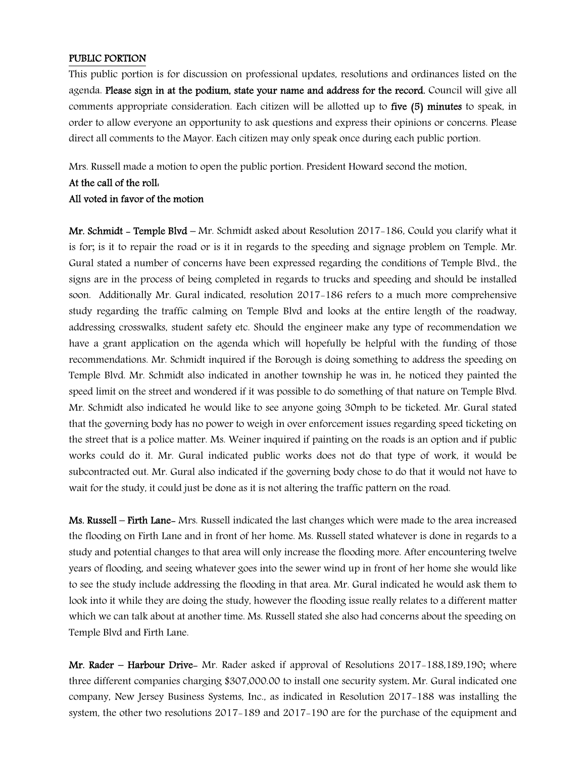**PUBLIC PORTION**

This public portion is for discussion on professional updates, resolutions and ordinances listed on the agenda. **Please sign in at the podium, state your name and address for the record.** Council will give all comments appropriate consideration. Each citizen will be allotted up to **five (5) minutes** to speak, in order to allow everyone an opportunity to ask questions and express their opinions or concerns. Please direct all comments to the Mayor. Each citizen may only speak once during each public portion.

Mrs. Russell made a motion to open the public portion. President Howard second the motion.

**At the call of the roll:**
**All voted in favor of the motion**

**Mr. Schmidt - Temple Blvd** – Mr. Schmidt asked about Resolution 2017-186, Could you clarify what it is for; is it to repair the road or is it in regards to the speeding and signage problem on Temple. Mr. Gural stated a number of concerns have been expressed regarding the conditions of Temple Blvd., the signs are in the process of being completed in regards to trucks and speeding and should be installed soon. Additionally Mr. Gural indicated, resolution 2017-186 refers to a much more comprehensive study regarding the traffic calming on Temple Blvd and looks at the entire length of the roadway, addressing crosswalks, student safety etc. Should the engineer make any type of recommendation we have a grant application on the agenda which will hopefully be helpful with the funding of those recommendations. Mr. Schmidt inquired if the Borough is doing something to address the speeding on Temple Blvd. Mr. Schmidt also indicated in another township he was in, he noticed they painted the speed limit on the street and wondered if it was possible to do something of that nature on Temple Blvd. Mr. Schmidt also indicated he would like to see anyone going 30mph to be ticketed. Mr. Gural stated that the governing body has no power to weigh in over enforcement issues regarding speed ticketing on the street that is a police matter. Ms. Weiner inquired if painting on the roads is an option and if public works could do it. Mr. Gural indicated public works does not do that type of work, it would be subcontracted out. Mr. Gural also indicated if the governing body chose to do that it would not have to wait for the study, it could just be done as it is not altering the traffic pattern on the road.

**Ms. Russell – Firth Lane**- Mrs. Russell indicated the last changes which were made to the area increased the flooding on Firth Lane and in front of her home. Ms. Russell stated whatever is done in regards to a study and potential changes to that area will only increase the flooding more. After encountering twelve years of flooding, and seeing whatever goes into the sewer wind up in front of her home she would like to see the study include addressing the flooding in that area. Mr. Gural indicated he would ask them to look into it while they are doing the study, however the flooding issue really relates to a different matter which we can talk about at another time. Ms. Russell stated she also had concerns about the speeding on Temple Blvd and Firth Lane.

**Mr. Rader – Harbour Drive**- Mr. Rader asked if approval of Resolutions 2017-188,189,190; where three different companies charging $307,000.00 to install one security system. Mr. Gural indicated one company, New Jersey Business Systems, Inc., as indicated in Resolution 2017-188 was installing the system, the other two resolutions 2017-189 and 2017-190 are for the purchase of the equipment and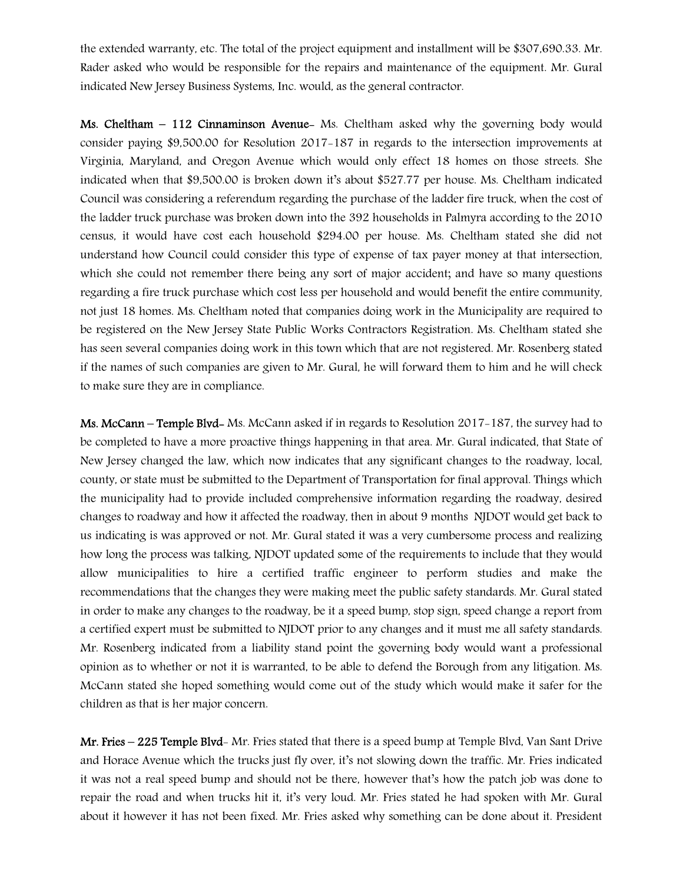the extended warranty, etc. The total of the project equipment and installment will be $307,690.33. Mr. Rader asked who would be responsible for the repairs and maintenance of the equipment. Mr. Gural indicated New Jersey Business Systems, Inc. would, as the general contractor.

**Ms. Cheltham – 112 Cinnaminson Avenue**- Ms. Cheltham asked why the governing body would consider paying $9,500.00 for Resolution 2017-187 in regards to the intersection improvements at Virginia, Maryland, and Oregon Avenue which would only effect 18 homes on those streets. She indicated when that $9,500.00 is broken down it's about $527.77 per house. Ms. Cheltham indicated Council was considering a referendum regarding the purchase of the ladder fire truck, when the cost of the ladder truck purchase was broken down into the 392 households in Palmyra according to the 2010 census, it would have cost each household $294.00 per house. Ms. Cheltham stated she did not understand how Council could consider this type of expense of tax payer money at that intersection, which she could not remember there being any sort of major accident; and have so many questions regarding a fire truck purchase which cost less per household and would benefit the entire community, not just 18 homes. Ms. Cheltham noted that companies doing work in the Municipality are required to be registered on the New Jersey State Public Works Contractors Registration. Ms. Cheltham stated she has seen several companies doing work in this town which that are not registered. Mr. Rosenberg stated if the names of such companies are given to Mr. Gural, he will forward them to him and he will check to make sure they are in compliance.

**Ms. McCann – Temple Blvd**- Ms. McCann asked if in regards to Resolution 2017-187, the survey had to be completed to have a more proactive things happening in that area. Mr. Gural indicated, that State of New Jersey changed the law, which now indicates that any significant changes to the roadway, local, county, or state must be submitted to the Department of Transportation for final approval. Things which the municipality had to provide included comprehensive information regarding the roadway, desired changes to roadway and how it affected the roadway, then in about 9 months NJDOT would get back to us indicating is was approved or not. Mr. Gural stated it was a very cumbersome process and realizing how long the process was talking, NJDOT updated some of the requirements to include that they would allow municipalities to hire a certified traffic engineer to perform studies and make the recommendations that the changes they were making meet the public safety standards. Mr. Gural stated in order to make any changes to the roadway, be it a speed bump, stop sign, speed change a report from a certified expert must be submitted to NJDOT prior to any changes and it must me all safety standards. Mr. Rosenberg indicated from a liability stand point the governing body would want a professional opinion as to whether or not it is warranted, to be able to defend the Borough from any litigation. Ms. McCann stated she hoped something would come out of the study which would make it safer for the children as that is her major concern.

**Mr. Fries – 225 Temple Blvd**- Mr. Fries stated that there is a speed bump at Temple Blvd, Van Sant Drive and Horace Avenue which the trucks just fly over, it's not slowing down the traffic. Mr. Fries indicated it was not a real speed bump and should not be there, however that's how the patch job was done to repair the road and when trucks hit it, it's very loud. Mr. Fries stated he had spoken with Mr. Gural about it however it has not been fixed. Mr. Fries asked why something can be done about it. President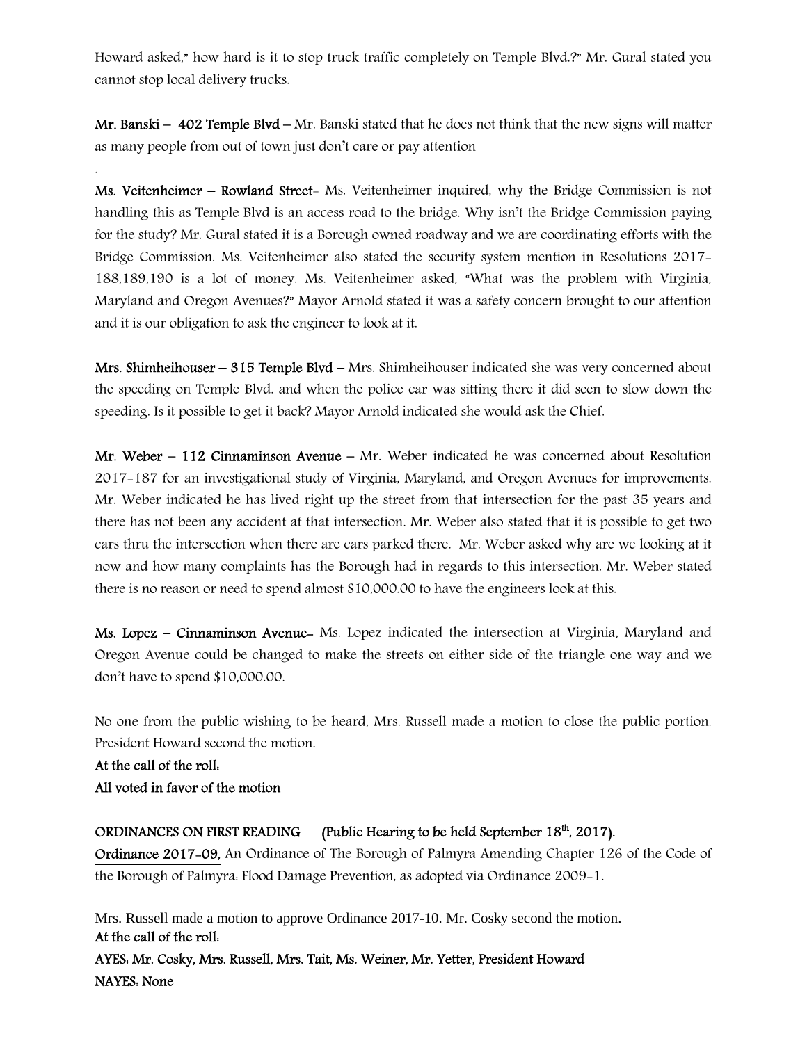Howard asked," how hard is it to stop truck traffic completely on Temple Blvd.?" Mr. Gural stated you cannot stop local delivery trucks.

**Mr. Banski – 402 Temple Blvd** – Mr. Banski stated that he does not think that the new signs will matter as many people from out of town just don't care or pay attention

.

**Ms. Veitenheimer – Rowland Street**- Ms. Veitenheimer inquired, why the Bridge Commission is not handling this as Temple Blvd is an access road to the bridge. Why isn't the Bridge Commission paying for the study? Mr. Gural stated it is a Borough owned roadway and we are coordinating efforts with the Bridge Commission. Ms. Veitenheimer also stated the security system mention in Resolutions 2017-188,189,190 is a lot of money. Ms. Veitenheimer asked, "What was the problem with Virginia, Maryland and Oregon Avenues?" Mayor Arnold stated it was a safety concern brought to our attention and it is our obligation to ask the engineer to look at it.

**Mrs. Shimheihouser – 315 Temple Blvd** – Mrs. Shimheihouser indicated she was very concerned about the speeding on Temple Blvd. and when the police car was sitting there it did seen to slow down the speeding. Is it possible to get it back? Mayor Arnold indicated she would ask the Chief.

**Mr. Weber – 112 Cinnaminson Avenue** – Mr. Weber indicated he was concerned about Resolution 2017-187 for an investigational study of Virginia, Maryland, and Oregon Avenues for improvements. Mr. Weber indicated he has lived right up the street from that intersection for the past 35 years and there has not been any accident at that intersection. Mr. Weber also stated that it is possible to get two cars thru the intersection when there are cars parked there. Mr. Weber asked why are we looking at it now and how many complaints has the Borough had in regards to this intersection. Mr. Weber stated there is no reason or need to spend almost $10,000.00 to have the engineers look at this.

**Ms. Lopez – Cinnaminson Avenue**- Ms. Lopez indicated the intersection at Virginia, Maryland and Oregon Avenue could be changed to make the streets on either side of the triangle one way and we don't have to spend $10,000.00.

No one from the public wishing to be heard, Mrs. Russell made a motion to close the public portion. President Howard second the motion.

**At the call of the roll:**

**All voted in favor of the motion**

**ORDINANCES ON FIRST READING (Public Hearing to be held September 18th, 2017).**

**Ordinance 2017-09,** An Ordinance of The Borough of Palmyra Amending Chapter 126 of the Code of the Borough of Palmyra: Flood Damage Prevention, as adopted via Ordinance 2009-1.

Mrs. Russell made a motion to approve Ordinance 2017-10. Mr. Cosky second the motion.

**At the call of the roll:**

**AYES: Mr. Cosky, Mrs. Russell, Mrs. Tait, Ms. Weiner, Mr. Yetter, President Howard**

**NAYES: None**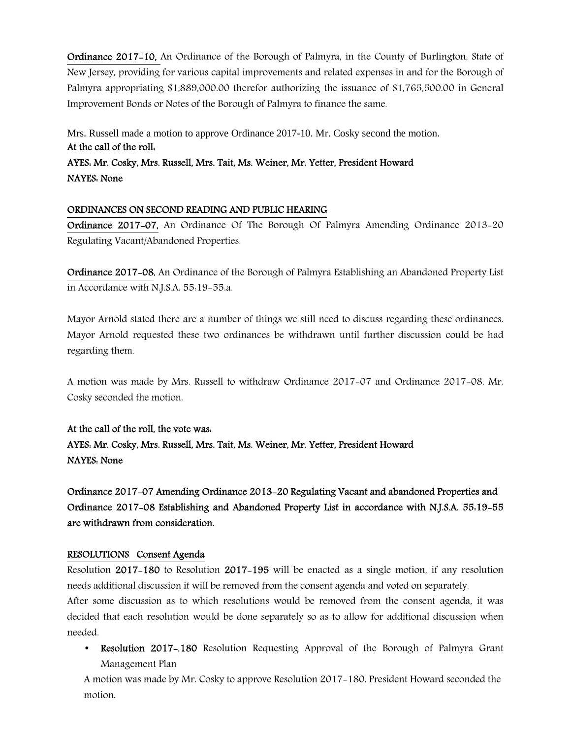**Ordinance 2017-10,** An Ordinance of the Borough of Palmyra, in the County of Burlington, State of New Jersey, providing for various capital improvements and related expenses in and for the Borough of Palmyra appropriating $1,889,000.00 therefor authorizing the issuance of $1,765,500.00 in General Improvement Bonds or Notes of the Borough of Palmyra to finance the same.

Mrs. Russell made a motion to approve Ordinance 2017-10. Mr. Cosky second the motion.

**At the call of the roll:**

**AYES: Mr. Cosky, Mrs. Russell, Mrs. Tait, Ms. Weiner, Mr. Yetter, President Howard**

**NAYES: None**

**ORDINANCES ON SECOND READING AND PUBLIC HEARING**

**Ordinance 2017-07,** An Ordinance Of The Borough Of Palmyra Amending Ordinance 2013-20 Regulating Vacant/Abandoned Properties.

**Ordinance 2017-08**, An Ordinance of the Borough of Palmyra Establishing an Abandoned Property List in Accordance with N.J.S.A. 55:19-55.a.

Mayor Arnold stated there are a number of things we still need to discuss regarding these ordinances. Mayor Arnold requested these two ordinances be withdrawn until further discussion could be had regarding them.

A motion was made by Mrs. Russell to withdraw Ordinance 2017-07 and Ordinance 2017-08. Mr. Cosky seconded the motion.

**At the call of the roll, the vote was:**

**AYES: Mr. Cosky, Mrs. Russell, Mrs. Tait, Ms. Weiner, Mr. Yetter, President Howard**

**NAYES: None**

**Ordinance 2017-07 Amending Ordinance 2013-20 Regulating Vacant and abandoned Properties and Ordinance 2017-08 Establishing and Abandoned Property List in accordance with N.J.S.A. 55:19-55 are withdrawn from consideration.**

**RESOLUTIONS Consent Agenda**

Resolution **2017-180** to Resolution **2017-195** will be enacted as a single motion, if any resolution needs additional discussion it will be removed from the consent agenda and voted on separately.

After some discussion as to which resolutions would be removed from the consent agenda, it was decided that each resolution would be done separately so as to allow for additional discussion when needed.

- **Resolution 2017-,180** Resolution Requesting Approval of the Borough of Palmyra Grant Management Plan

A motion was made by Mr. Cosky to approve Resolution 2017-180. President Howard seconded the motion.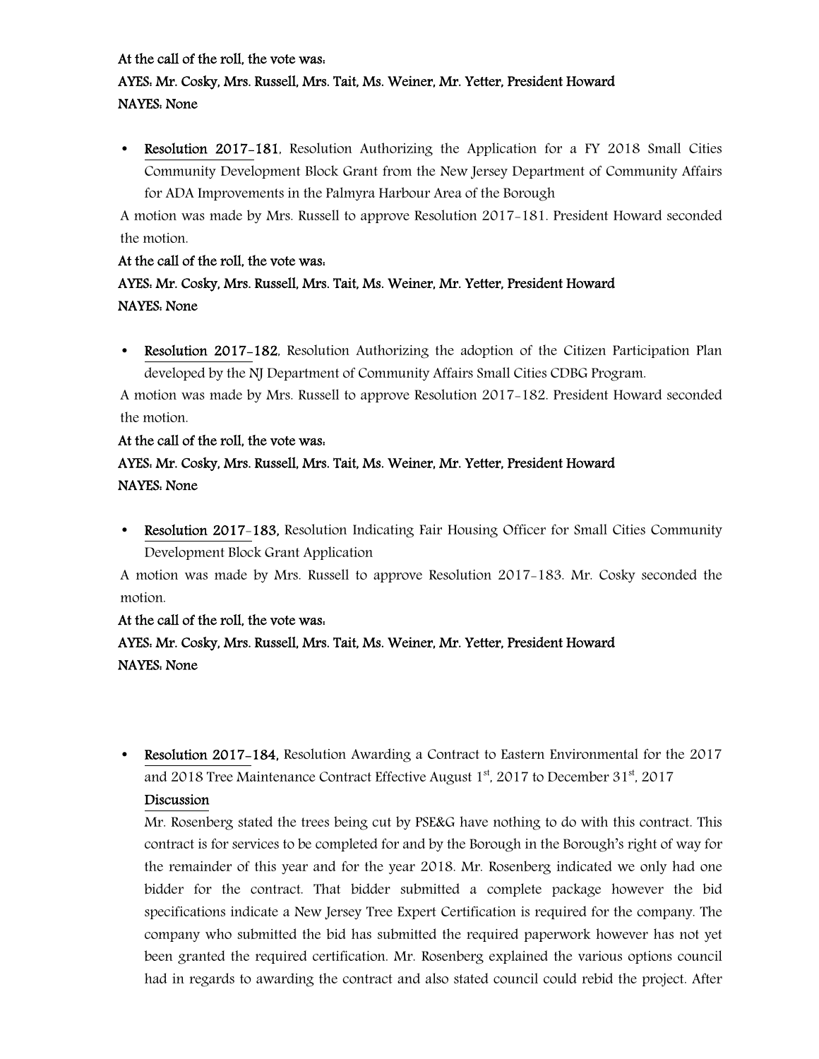**At the call of the roll, the vote was:**
**AYES: Mr. Cosky, Mrs. Russell, Mrs. Tait, Ms. Weiner, Mr. Yetter, President Howard**
**NAYES: None**

- **Resolution 2017-181**, Resolution Authorizing the Application for a FY 2018 Small Cities Community Development Block Grant from the New Jersey Department of Community Affairs for ADA Improvements in the Palmyra Harbour Area of the Borough

A motion was made by Mrs. Russell to approve Resolution 2017-181. President Howard seconded the motion.

**At the call of the roll, the vote was:**
**AYES: Mr. Cosky, Mrs. Russell, Mrs. Tait, Ms. Weiner, Mr. Yetter, President Howard**
**NAYES: None**

- **Resolution 2017-182**, Resolution Authorizing the adoption of the Citizen Participation Plan developed by the NJ Department of Community Affairs Small Cities CDBG Program.

A motion was made by Mrs. Russell to approve Resolution 2017-182. President Howard seconded the motion.

**At the call of the roll, the vote was:**
**AYES: Mr. Cosky, Mrs. Russell, Mrs. Tait, Ms. Weiner, Mr. Yetter, President Howard**
**NAYES: None**

- **Resolution 2017-183,** Resolution Indicating Fair Housing Officer for Small Cities Community Development Block Grant Application

A motion was made by Mrs. Russell to approve Resolution 2017-183. Mr. Cosky seconded the motion.

**At the call of the roll, the vote was:**
**AYES: Mr. Cosky, Mrs. Russell, Mrs. Tait, Ms. Weiner, Mr. Yetter, President Howard**
**NAYES: None**

- **Resolution 2017-184,** Resolution Awarding a Contract to Eastern Environmental for the 2017 and 2018 Tree Maintenance Contract Effective August 1st, 2017 to December 31st, 2017

  Discussion

  Mr. Rosenberg stated the trees being cut by PSE&G have nothing to do with this contract. This contract is for services to be completed for and by the Borough in the Borough's right of way for the remainder of this year and for the year 2018. Mr. Rosenberg indicated we only had one bidder for the contract. That bidder submitted a complete package however the bid specifications indicate a New Jersey Tree Expert Certification is required for the company. The company who submitted the bid has submitted the required paperwork however has not yet been granted the required certification. Mr. Rosenberg explained the various options council had in regards to awarding the contract and also stated council could rebid the project. After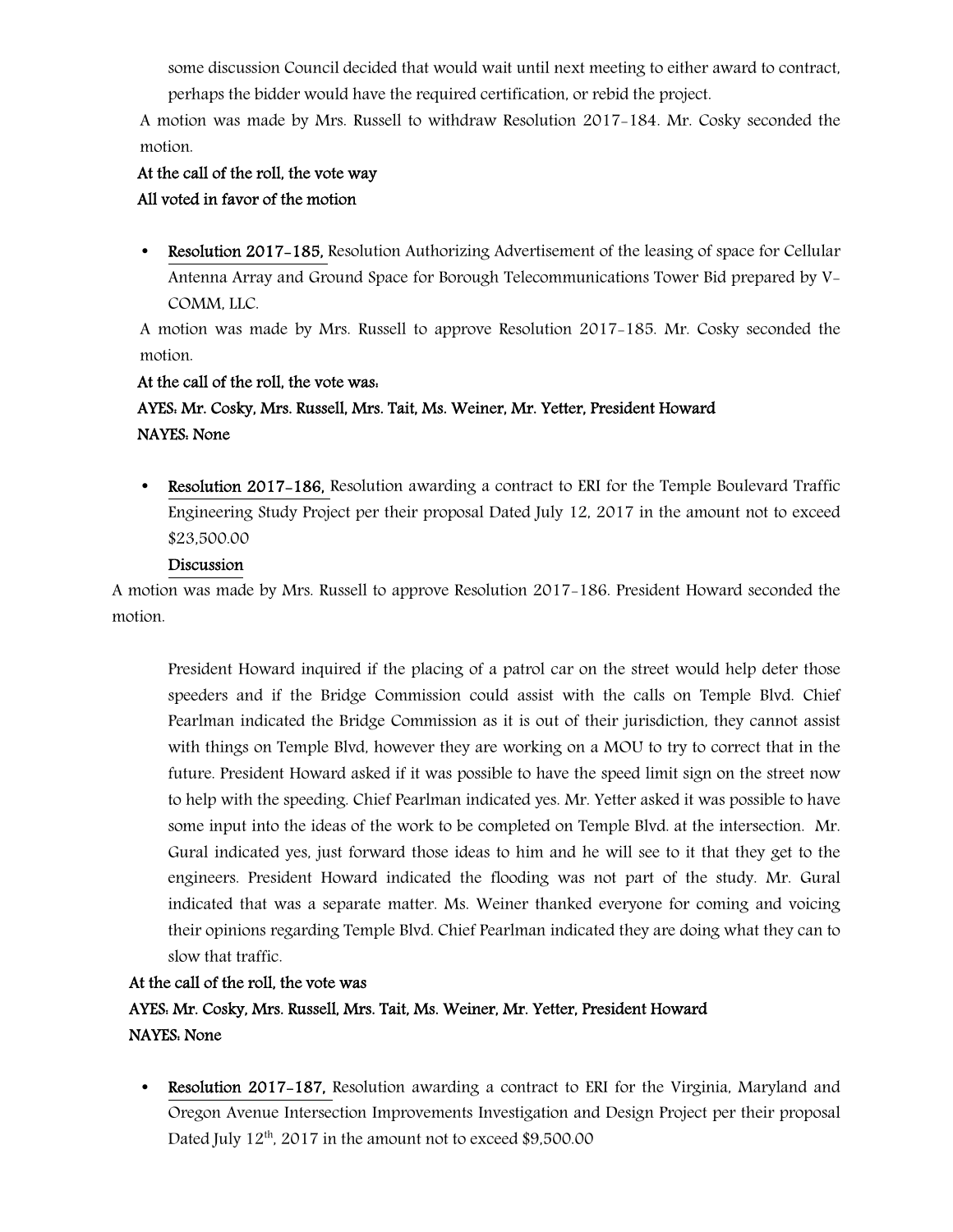some discussion Council decided that would wait until next meeting to either award to contract, perhaps the bidder would have the required certification, or rebid the project.

A motion was made by Mrs. Russell to withdraw Resolution 2017-184. Mr. Cosky seconded the motion.

**At the call of the roll, the vote way**

**All voted in favor of the motion**

- **Resolution 2017-185,** Resolution Authorizing Advertisement of the leasing of space for Cellular Antenna Array and Ground Space for Borough Telecommunications Tower Bid prepared by V-COMM, LLC.

A motion was made by Mrs. Russell to approve Resolution 2017-185. Mr. Cosky seconded the motion.

**At the call of the roll, the vote was:**

**AYES: Mr. Cosky, Mrs. Russell, Mrs. Tait, Ms. Weiner, Mr. Yetter, President Howard**

**NAYES: None**

- **Resolution 2017-186,** Resolution awarding a contract to ERI for the Temple Boulevard Traffic Engineering Study Project per their proposal Dated July 12, 2017 in the amount not to exceed $23,500.00

  **Discussion**

A motion was made by Mrs. Russell to approve Resolution 2017-186. President Howard seconded the motion.

President Howard inquired if the placing of a patrol car on the street would help deter those speeders and if the Bridge Commission could assist with the calls on Temple Blvd. Chief Pearlman indicated the Bridge Commission as it is out of their jurisdiction, they cannot assist with things on Temple Blvd, however they are working on a MOU to try to correct that in the future. President Howard asked if it was possible to have the speed limit sign on the street now to help with the speeding. Chief Pearlman indicated yes. Mr. Yetter asked it was possible to have some input into the ideas of the work to be completed on Temple Blvd. at the intersection. Mr. Gural indicated yes, just forward those ideas to him and he will see to it that they get to the engineers. President Howard indicated the flooding was not part of the study. Mr. Gural indicated that was a separate matter. Ms. Weiner thanked everyone for coming and voicing their opinions regarding Temple Blvd. Chief Pearlman indicated they are doing what they can to slow that traffic.

**At the call of the roll, the vote was**

**AYES: Mr. Cosky, Mrs. Russell, Mrs. Tait, Ms. Weiner, Mr. Yetter, President Howard**

**NAYES: None**

- **Resolution 2017-187,** Resolution awarding a contract to ERI for the Virginia, Maryland and Oregon Avenue Intersection Improvements Investigation and Design Project per their proposal Dated July 12th, 2017 in the amount not to exceed $9,500.00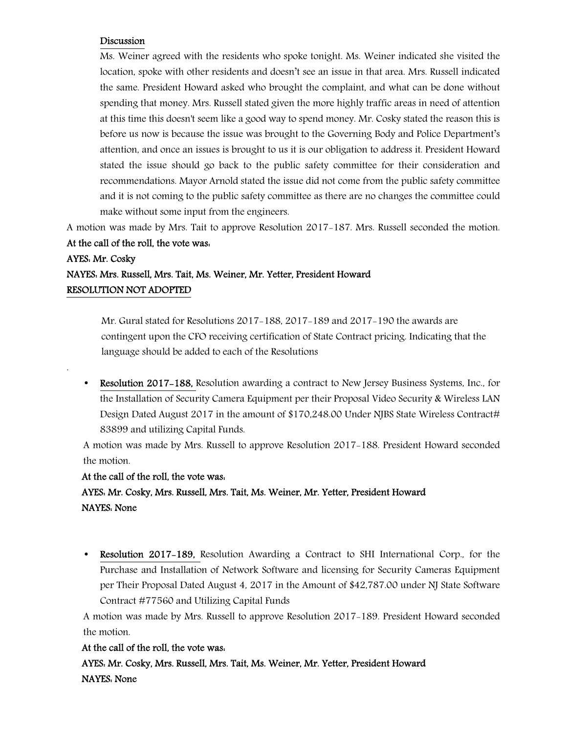Discussion

Ms. Weiner agreed with the residents who spoke tonight. Ms. Weiner indicated she visited the location, spoke with other residents and doesn't see an issue in that area. Mrs. Russell indicated the same. President Howard asked who brought the complaint, and what can be done without spending that money. Mrs. Russell stated given the more highly traffic areas in need of attention at this time this doesn't seem like a good way to spend money. Mr. Cosky stated the reason this is before us now is because the issue was brought to the Governing Body and Police Department's attention, and once an issues is brought to us it is our obligation to address it. President Howard stated the issue should go back to the public safety committee for their consideration and recommendations. Mayor Arnold stated the issue did not come from the public safety committee and it is not coming to the public safety committee as there are no changes the committee could make without some input from the engineers.

A motion was made by Mrs. Tait to approve Resolution 2017-187. Mrs. Russell seconded the motion.

**At the call of the roll, the vote was:**

**AYES: Mr. Cosky**

**NAYES: Mrs. Russell, Mrs. Tait, Ms. Weiner, Mr. Yetter, President Howard**

**RESOLUTION NOT ADOPTED**

Mr. Gural stated for Resolutions 2017-188, 2017-189 and 2017-190 the awards are contingent upon the CFO receiving certification of State Contract pricing. Indicating that the language should be added to each of the Resolutions

- **Resolution 2017-188,** Resolution awarding a contract to New Jersey Business Systems, Inc., for the Installation of Security Camera Equipment per their Proposal Video Security & Wireless LAN Design Dated August 2017 in the amount of $170,248.00 Under NJBS State Wireless Contract# 83899 and utilizing Capital Funds.

A motion was made by Mrs. Russell to approve Resolution 2017-188. President Howard seconded the motion.

**At the call of the roll, the vote was:**

**AYES: Mr. Cosky, Mrs. Russell, Mrs. Tait, Ms. Weiner, Mr. Yetter, President Howard**

**NAYES: None**

- **Resolution 2017-189,** Resolution Awarding a Contract to SHI International Corp., for the Purchase and Installation of Network Software and licensing for Security Cameras Equipment per Their Proposal Dated August 4, 2017 in the Amount of $42,787.00 under NJ State Software Contract #77560 and Utilizing Capital Funds

A motion was made by Mrs. Russell to approve Resolution 2017-189. President Howard seconded the motion.

**At the call of the roll, the vote was:**

**AYES: Mr. Cosky, Mrs. Russell, Mrs. Tait, Ms. Weiner, Mr. Yetter, President Howard**

**NAYES: None**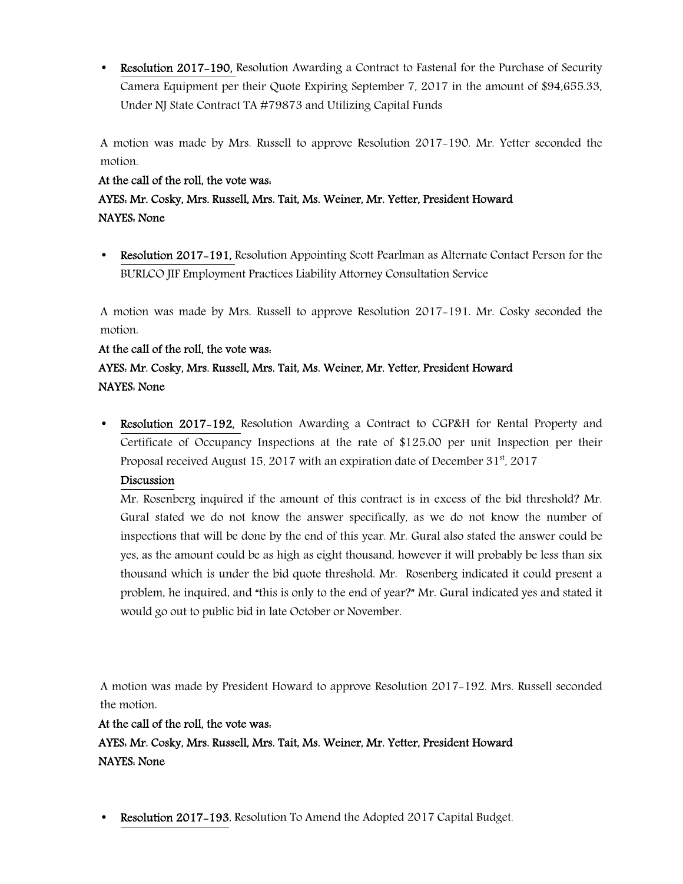- **Resolution 2017-190,** Resolution Awarding a Contract to Fastenal for the Purchase of Security Camera Equipment per their Quote Expiring September 7, 2017 in the amount of $94,655.33, Under NJ State Contract TA #79873 and Utilizing Capital Funds

A motion was made by Mrs. Russell to approve Resolution 2017-190. Mr. Yetter seconded the motion.

**At the call of the roll, the vote was:**

**AYES: Mr. Cosky, Mrs. Russell, Mrs. Tait, Ms. Weiner, Mr. Yetter, President Howard**

**NAYES: None**

- **Resolution 2017-191,** Resolution Appointing Scott Pearlman as Alternate Contact Person for the BURLCO JIF Employment Practices Liability Attorney Consultation Service

A motion was made by Mrs. Russell to approve Resolution 2017-191. Mr. Cosky seconded the motion.

**At the call of the roll, the vote was:**

**AYES: Mr. Cosky, Mrs. Russell, Mrs. Tait, Ms. Weiner, Mr. Yetter, President Howard**

**NAYES: None**

- **Resolution 2017-192,** Resolution Awarding a Contract to CGP&H for Rental Property and Certificate of Occupancy Inspections at the rate of $125.00 per unit Inspection per their Proposal received August 15, 2017 with an expiration date of December 31st, 2017

  **Discussion**

  Mr. Rosenberg inquired if the amount of this contract is in excess of the bid threshold? Mr. Gural stated we do not know the answer specifically, as we do not know the number of inspections that will be done by the end of this year. Mr. Gural also stated the answer could be yes, as the amount could be as high as eight thousand, however it will probably be less than six thousand which is under the bid quote threshold. Mr. Rosenberg indicated it could present a problem, he inquired, and "this is only to the end of year?" Mr. Gural indicated yes and stated it would go out to public bid in late October or November.

A motion was made by President Howard to approve Resolution 2017-192. Mrs. Russell seconded the motion.

**At the call of the roll, the vote was:**

**AYES: Mr. Cosky, Mrs. Russell, Mrs. Tait, Ms. Weiner, Mr. Yetter, President Howard**

**NAYES: None**

- **Resolution 2017-193,** Resolution To Amend the Adopted 2017 Capital Budget.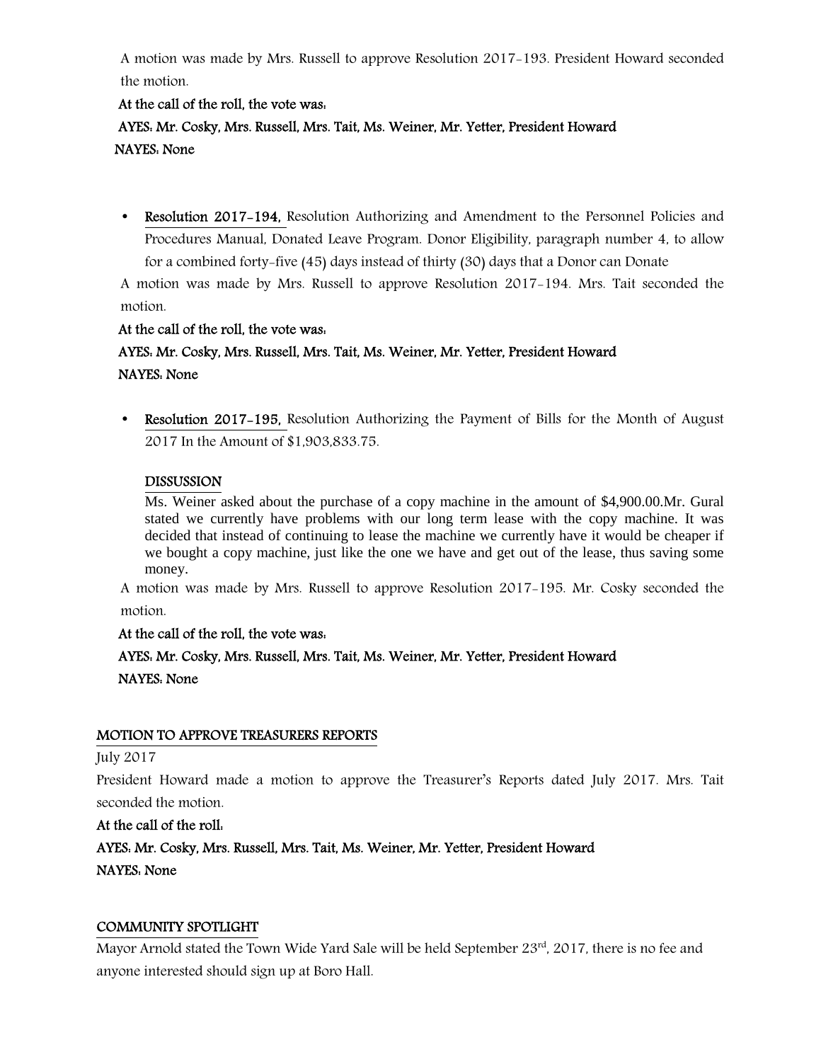A motion was made by Mrs. Russell to approve Resolution 2017-193. President Howard seconded the motion.

**At the call of the roll, the vote was:**

**AYES: Mr. Cosky, Mrs. Russell, Mrs. Tait, Ms. Weiner, Mr. Yetter, President Howard**

**NAYES: None**

- **Resolution 2017-194,** Resolution Authorizing and Amendment to the Personnel Policies and Procedures Manual, Donated Leave Program. Donor Eligibility, paragraph number 4, to allow for a combined forty-five (45) days instead of thirty (30) days that a Donor can Donate

A motion was made by Mrs. Russell to approve Resolution 2017-194. Mrs. Tait seconded the motion.

**At the call of the roll, the vote was:**

**AYES: Mr. Cosky, Mrs. Russell, Mrs. Tait, Ms. Weiner, Mr. Yetter, President Howard**

**NAYES: None**

- **Resolution 2017-195,** Resolution Authorizing the Payment of Bills for the Month of August 2017 In the Amount of $1,903,833.75.

  **DISSUSSION**

  Ms. Weiner asked about the purchase of a copy machine in the amount of $4,900.00.Mr. Gural stated we currently have problems with our long term lease with the copy machine. It was decided that instead of continuing to lease the machine we currently have it would be cheaper if we bought a copy machine, just like the one we have and get out of the lease, thus saving some money.

A motion was made by Mrs. Russell to approve Resolution 2017-195. Mr. Cosky seconded the motion.

**At the call of the roll, the vote was:**

**AYES: Mr. Cosky, Mrs. Russell, Mrs. Tait, Ms. Weiner, Mr. Yetter, President Howard**

**NAYES: None**

**MOTION TO APPROVE TREASURERS REPORTS**

July 2017

President Howard made a motion to approve the Treasurer's Reports dated July 2017. Mrs. Tait seconded the motion.

**At the call of the roll:**

**AYES: Mr. Cosky, Mrs. Russell, Mrs. Tait, Ms. Weiner, Mr. Yetter, President Howard**

**NAYES: None**

**COMMUNITY SPOTLIGHT**

Mayor Arnold stated the Town Wide Yard Sale will be held September 23rd, 2017, there is no fee and anyone interested should sign up at Boro Hall.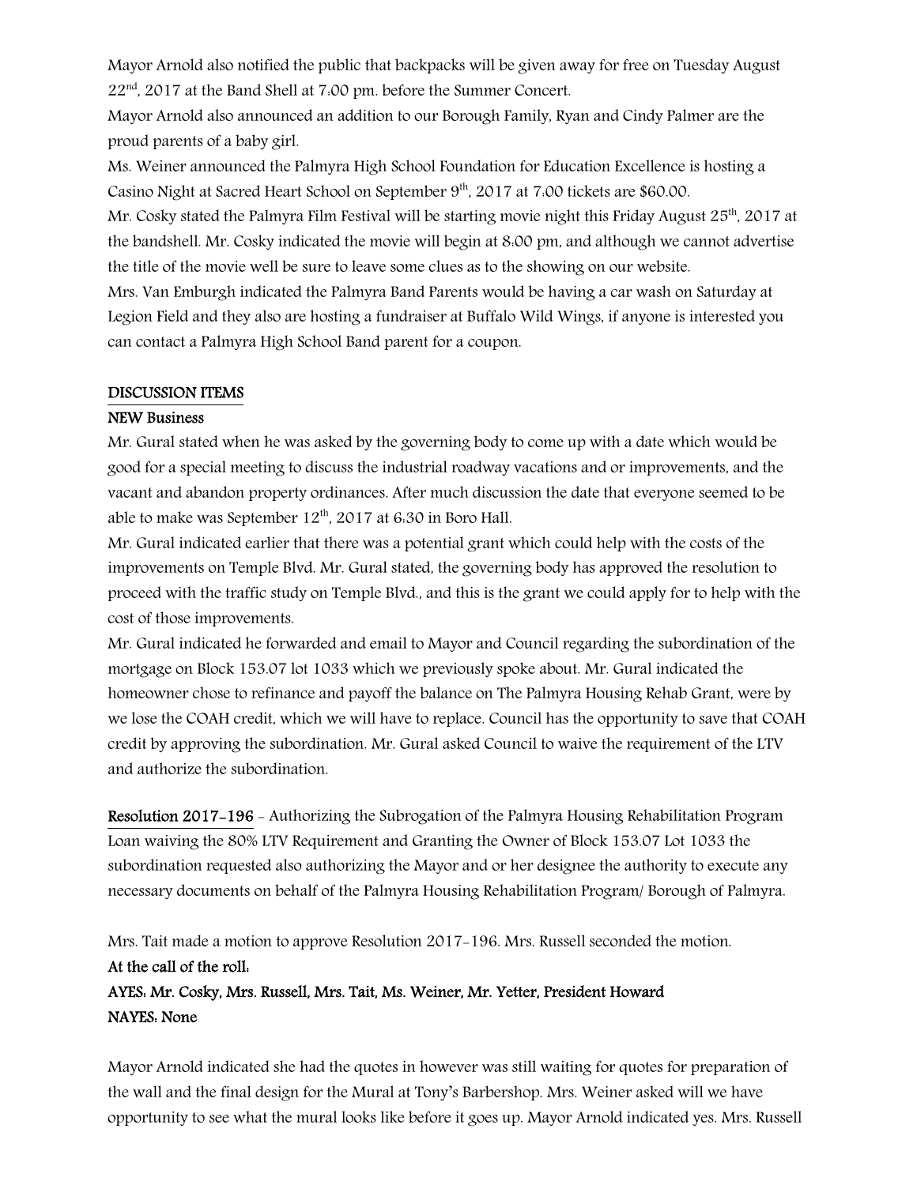Mayor Arnold also notified the public that backpacks will be given away for free on Tuesday August 22nd, 2017 at the Band Shell at 7:00 pm. before the Summer Concert.

Mayor Arnold also announced an addition to our Borough Family, Ryan and Cindy Palmer are the proud parents of a baby girl.

Ms. Weiner announced the Palmyra High School Foundation for Education Excellence is hosting a Casino Night at Sacred Heart School on September 9th, 2017 at 7:00 tickets are $60.00.

Mr. Cosky stated the Palmyra Film Festival will be starting movie night this Friday August 25th, 2017 at the bandshell. Mr. Cosky indicated the movie will begin at 8:00 pm, and although we cannot advertise the title of the movie well be sure to leave some clues as to the showing on our website.

Mrs. Van Emburgh indicated the Palmyra Band Parents would be having a car wash on Saturday at Legion Field and they also are hosting a fundraiser at Buffalo Wild Wings, if anyone is interested you can contact a Palmyra High School Band parent for a coupon.

## DISCUSSION ITEMS

### NEW Business

Mr. Gural stated when he was asked by the governing body to come up with a date which would be good for a special meeting to discuss the industrial roadway vacations and or improvements, and the vacant and abandon property ordinances. After much discussion the date that everyone seemed to be able to make was September 12th, 2017 at 6:30 in Boro Hall.

Mr. Gural indicated earlier that there was a potential grant which could help with the costs of the improvements on Temple Blvd. Mr. Gural stated, the governing body has approved the resolution to proceed with the traffic study on Temple Blvd., and this is the grant we could apply for to help with the cost of those improvements.

Mr. Gural indicated he forwarded and email to Mayor and Council regarding the subordination of the mortgage on Block 153.07 lot 1033 which we previously spoke about. Mr. Gural indicated the homeowner chose to refinance and payoff the balance on The Palmyra Housing Rehab Grant, were by we lose the COAH credit, which we will have to replace. Council has the opportunity to save that COAH credit by approving the subordination. Mr. Gural asked Council to waive the requirement of the LTV and authorize the subordination.

**Resolution 2017-196** - Authorizing the Subrogation of the Palmyra Housing Rehabilitation Program Loan waiving the 80% LTV Requirement and Granting the Owner of Block 153.07 Lot 1033 the subordination requested also authorizing the Mayor and or her designee the authority to execute any necessary documents on behalf of the Palmyra Housing Rehabilitation Program/ Borough of Palmyra.

Mrs. Tait made a motion to approve Resolution 2017-196. Mrs. Russell seconded the motion.

**At the call of the roll:**

**AYES: Mr. Cosky, Mrs. Russell, Mrs. Tait, Ms. Weiner, Mr. Yetter, President Howard**

**NAYES: None**

Mayor Arnold indicated she had the quotes in however was still waiting for quotes for preparation of the wall and the final design for the Mural at Tony's Barbershop. Mrs. Weiner asked will we have opportunity to see what the mural looks like before it goes up. Mayor Arnold indicated yes. Mrs. Russell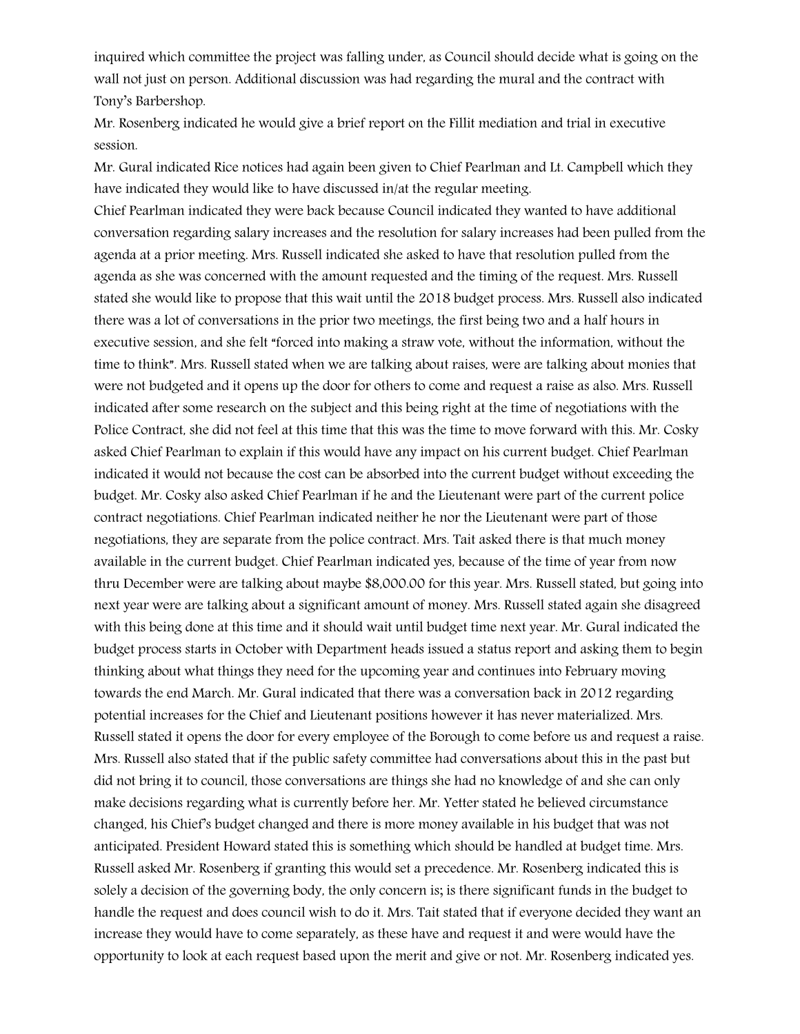inquired which committee the project was falling under, as Council should decide what is going on the wall not just on person. Additional discussion was had regarding the mural and the contract with Tony's Barbershop.

Mr. Rosenberg indicated he would give a brief report on the Fillit mediation and trial in executive session.

Mr. Gural indicated Rice notices had again been given to Chief Pearlman and Lt. Campbell which they have indicated they would like to have discussed in/at the regular meeting.

Chief Pearlman indicated they were back because Council indicated they wanted to have additional conversation regarding salary increases and the resolution for salary increases had been pulled from the agenda at a prior meeting. Mrs. Russell indicated she asked to have that resolution pulled from the agenda as she was concerned with the amount requested and the timing of the request. Mrs. Russell stated she would like to propose that this wait until the 2018 budget process. Mrs. Russell also indicated there was a lot of conversations in the prior two meetings, the first being two and a half hours in executive session, and she felt "forced into making a straw vote, without the information, without the time to think". Mrs. Russell stated when we are talking about raises, were are talking about monies that were not budgeted and it opens up the door for others to come and request a raise as also. Mrs. Russell indicated after some research on the subject and this being right at the time of negotiations with the Police Contract, she did not feel at this time that this was the time to move forward with this. Mr. Cosky asked Chief Pearlman to explain if this would have any impact on his current budget. Chief Pearlman indicated it would not because the cost can be absorbed into the current budget without exceeding the budget. Mr. Cosky also asked Chief Pearlman if he and the Lieutenant were part of the current police contract negotiations. Chief Pearlman indicated neither he nor the Lieutenant were part of those negotiations, they are separate from the police contract. Mrs. Tait asked there is that much money available in the current budget. Chief Pearlman indicated yes, because of the time of year from now thru December were are talking about maybe $8,000.00 for this year. Mrs. Russell stated, but going into next year were are talking about a significant amount of money. Mrs. Russell stated again she disagreed with this being done at this time and it should wait until budget time next year. Mr. Gural indicated the budget process starts in October with Department heads issued a status report and asking them to begin thinking about what things they need for the upcoming year and continues into February moving towards the end March. Mr. Gural indicated that there was a conversation back in 2012 regarding potential increases for the Chief and Lieutenant positions however it has never materialized. Mrs. Russell stated it opens the door for every employee of the Borough to come before us and request a raise. Mrs. Russell also stated that if the public safety committee had conversations about this in the past but did not bring it to council, those conversations are things she had no knowledge of and she can only make decisions regarding what is currently before her. Mr. Yetter stated he believed circumstance changed, his Chief's budget changed and there is more money available in his budget that was not anticipated. President Howard stated this is something which should be handled at budget time. Mrs. Russell asked Mr. Rosenberg if granting this would set a precedence. Mr. Rosenberg indicated this is solely a decision of the governing body, the only concern is; is there significant funds in the budget to handle the request and does council wish to do it. Mrs. Tait stated that if everyone decided they want an increase they would have to come separately, as these have and request it and were would have the opportunity to look at each request based upon the merit and give or not. Mr. Rosenberg indicated yes.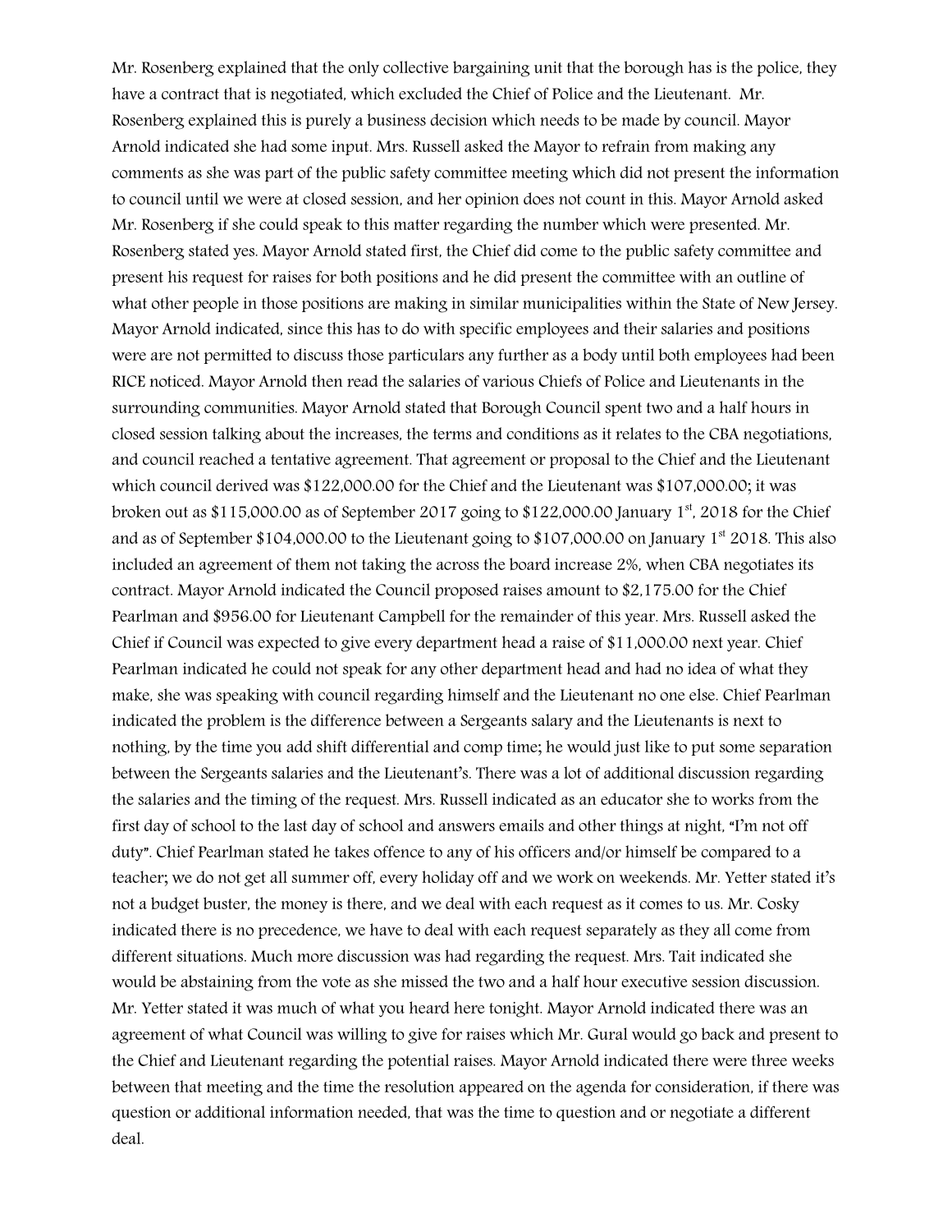Mr. Rosenberg explained that the only collective bargaining unit that the borough has is the police, they have a contract that is negotiated, which excluded the Chief of Police and the Lieutenant. Mr. Rosenberg explained this is purely a business decision which needs to be made by council. Mayor Arnold indicated she had some input. Mrs. Russell asked the Mayor to refrain from making any comments as she was part of the public safety committee meeting which did not present the information to council until we were at closed session, and her opinion does not count in this. Mayor Arnold asked Mr. Rosenberg if she could speak to this matter regarding the number which were presented. Mr. Rosenberg stated yes. Mayor Arnold stated first, the Chief did come to the public safety committee and present his request for raises for both positions and he did present the committee with an outline of what other people in those positions are making in similar municipalities within the State of New Jersey. Mayor Arnold indicated, since this has to do with specific employees and their salaries and positions were are not permitted to discuss those particulars any further as a body until both employees had been RICE noticed. Mayor Arnold then read the salaries of various Chiefs of Police and Lieutenants in the surrounding communities. Mayor Arnold stated that Borough Council spent two and a half hours in closed session talking about the increases, the terms and conditions as it relates to the CBA negotiations, and council reached a tentative agreement. That agreement or proposal to the Chief and the Lieutenant which council derived was $122,000.00 for the Chief and the Lieutenant was $107,000.00; it was broken out as $115,000.00 as of September 2017 going to $122,000.00 January 1st, 2018 for the Chief and as of September $104,000.00 to the Lieutenant going to $107,000.00 on January 1st 2018. This also included an agreement of them not taking the across the board increase 2%, when CBA negotiates its contract. Mayor Arnold indicated the Council proposed raises amount to $2,175.00 for the Chief Pearlman and $956.00 for Lieutenant Campbell for the remainder of this year. Mrs. Russell asked the Chief if Council was expected to give every department head a raise of $11,000.00 next year. Chief Pearlman indicated he could not speak for any other department head and had no idea of what they make, she was speaking with council regarding himself and the Lieutenant no one else. Chief Pearlman indicated the problem is the difference between a Sergeants salary and the Lieutenants is next to nothing, by the time you add shift differential and comp time; he would just like to put some separation between the Sergeants salaries and the Lieutenant's. There was a lot of additional discussion regarding the salaries and the timing of the request. Mrs. Russell indicated as an educator she to works from the first day of school to the last day of school and answers emails and other things at night, "I'm not off duty". Chief Pearlman stated he takes offence to any of his officers and/or himself be compared to a teacher; we do not get all summer off, every holiday off and we work on weekends. Mr. Yetter stated it's not a budget buster, the money is there, and we deal with each request as it comes to us. Mr. Cosky indicated there is no precedence, we have to deal with each request separately as they all come from different situations. Much more discussion was had regarding the request. Mrs. Tait indicated she would be abstaining from the vote as she missed the two and a half hour executive session discussion. Mr. Yetter stated it was much of what you heard here tonight. Mayor Arnold indicated there was an agreement of what Council was willing to give for raises which Mr. Gural would go back and present to the Chief and Lieutenant regarding the potential raises. Mayor Arnold indicated there were three weeks between that meeting and the time the resolution appeared on the agenda for consideration, if there was question or additional information needed, that was the time to question and or negotiate a different deal.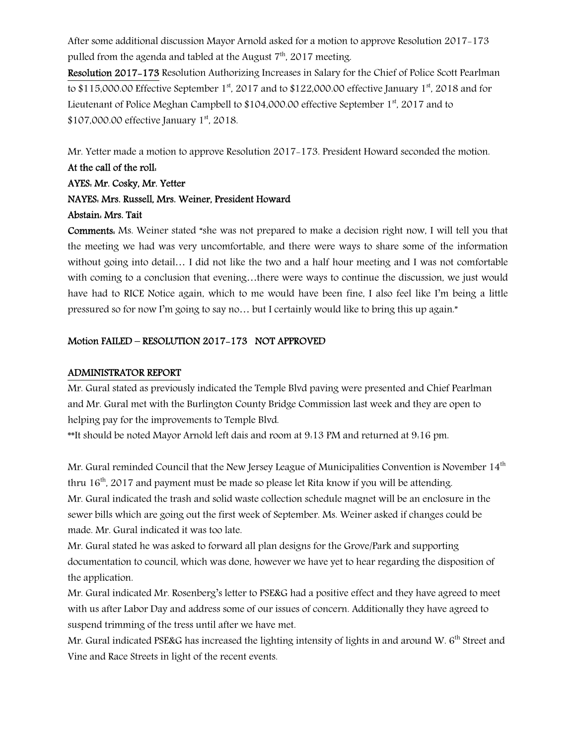After some additional discussion Mayor Arnold asked for a motion to approve Resolution 2017-173 pulled from the agenda and tabled at the August 7th, 2017 meeting.

**Resolution 2017-173** Resolution Authorizing Increases in Salary for the Chief of Police Scott Pearlman to $115,000.00 Effective September 1st, 2017 and to $122,000.00 effective January 1st, 2018 and for Lieutenant of Police Meghan Campbell to $104,000.00 effective September 1st, 2017 and to $107,000.00 effective January 1st, 2018.

Mr. Yetter made a motion to approve Resolution 2017-173. President Howard seconded the motion.

**At the call of the roll:**

**AYES: Mr. Cosky, Mr. Yetter**

**NAYES: Mrs. Russell, Mrs. Weiner, President Howard**

**Abstain: Mrs. Tait**

**Comments:** Ms. Weiner stated "she was not prepared to make a decision right now, I will tell you that the meeting we had was very uncomfortable, and there were ways to share some of the information without going into detail… I did not like the two and a half hour meeting and I was not comfortable with coming to a conclusion that evening…there were ways to continue the discussion, we just would have had to RICE Notice again, which to me would have been fine, I also feel like I'm being a little pressured so for now I'm going to say no… but I certainly would like to bring this up again."

**Motion FAILED – RESOLUTION 2017-173 NOT APPROVED**

**ADMINISTRATOR REPORT**

Mr. Gural stated as previously indicated the Temple Blvd paving were presented and Chief Pearlman and Mr. Gural met with the Burlington County Bridge Commission last week and they are open to helping pay for the improvements to Temple Blvd.

**It should be noted Mayor Arnold left dais and room at 9:13 PM and returned at 9:16 pm.

Mr. Gural reminded Council that the New Jersey League of Municipalities Convention is November 14th thru 16th, 2017 and payment must be made so please let Rita know if you will be attending.

Mr. Gural indicated the trash and solid waste collection schedule magnet will be an enclosure in the sewer bills which are going out the first week of September. Ms. Weiner asked if changes could be made. Mr. Gural indicated it was too late.

Mr. Gural stated he was asked to forward all plan designs for the Grove/Park and supporting documentation to council, which was done, however we have yet to hear regarding the disposition of the application.

Mr. Gural indicated Mr. Rosenberg's letter to PSE&G had a positive effect and they have agreed to meet with us after Labor Day and address some of our issues of concern. Additionally they have agreed to suspend trimming of the tress until after we have met.

Mr. Gural indicated PSE&G has increased the lighting intensity of lights in and around W. 6th Street and Vine and Race Streets in light of the recent events.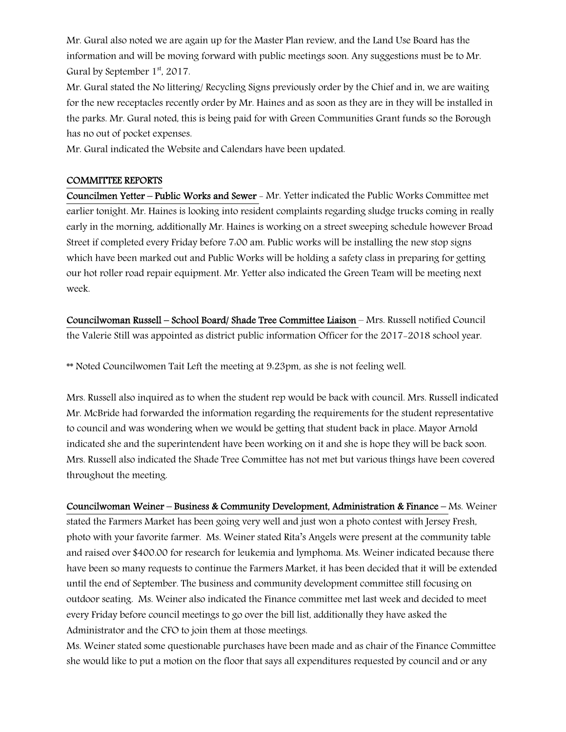Mr. Gural also noted we are again up for the Master Plan review, and the Land Use Board has the information and will be moving forward with public meetings soon. Any suggestions must be to Mr. Gural by September 1st, 2017.

Mr. Gural stated the No littering/ Recycling Signs previously order by the Chief and in, we are waiting for the new receptacles recently order by Mr. Haines and as soon as they are in they will be installed in the parks. Mr. Gural noted, this is being paid for with Green Communities Grant funds so the Borough has no out of pocket expenses.

Mr. Gural indicated the Website and Calendars have been updated.

## COMMITTEE REPORTS

**Councilmen Yetter – Public Works and Sewer** - Mr. Yetter indicated the Public Works Committee met earlier tonight. Mr. Haines is looking into resident complaints regarding sludge trucks coming in really early in the morning, additionally Mr. Haines is working on a street sweeping schedule however Broad Street if completed every Friday before 7:00 am. Public works will be installing the new stop signs which have been marked out and Public Works will be holding a safety class in preparing for getting our hot roller road repair equipment. Mr. Yetter also indicated the Green Team will be meeting next week.

**Councilwoman Russell – School Board/ Shade Tree Committee Liaison** – Mrs. Russell notified Council the Valerie Still was appointed as district public information Officer for the 2017-2018 school year.

** Noted Councilwomen Tait Left the meeting at 9:23pm, as she is not feeling well.

Mrs. Russell also inquired as to when the student rep would be back with council. Mrs. Russell indicated Mr. McBride had forwarded the information regarding the requirements for the student representative to council and was wondering when we would be getting that student back in place. Mayor Arnold indicated she and the superintendent have been working on it and she is hope they will be back soon. Mrs. Russell also indicated the Shade Tree Committee has not met but various things have been covered throughout the meeting.

**Councilwoman Weiner – Business & Community Development, Administration & Finance** – Ms. Weiner stated the Farmers Market has been going very well and just won a photo contest with Jersey Fresh, photo with your favorite farmer. Ms. Weiner stated Rita's Angels were present at the community table and raised over $400.00 for research for leukemia and lymphoma. Ms. Weiner indicated because there have been so many requests to continue the Farmers Market, it has been decided that it will be extended until the end of September. The business and community development committee still focusing on outdoor seating. Ms. Weiner also indicated the Finance committee met last week and decided to meet every Friday before council meetings to go over the bill list, additionally they have asked the Administrator and the CFO to join them at those meetings.

Ms. Weiner stated some questionable purchases have been made and as chair of the Finance Committee she would like to put a motion on the floor that says all expenditures requested by council and or any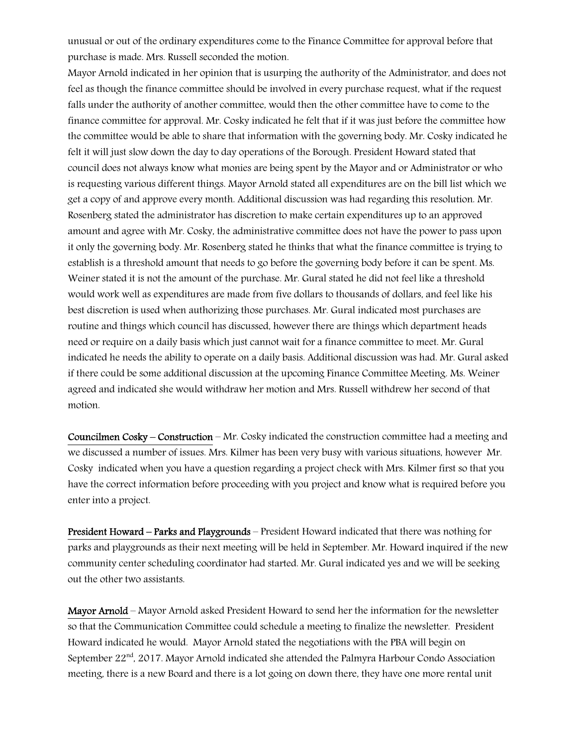unusual or out of the ordinary expenditures come to the Finance Committee for approval before that purchase is made. Mrs. Russell seconded the motion.

Mayor Arnold indicated in her opinion that is usurping the authority of the Administrator, and does not feel as though the finance committee should be involved in every purchase request, what if the request falls under the authority of another committee, would then the other committee have to come to the finance committee for approval. Mr. Cosky indicated he felt that if it was just before the committee how the committee would be able to share that information with the governing body. Mr. Cosky indicated he felt it will just slow down the day to day operations of the Borough. President Howard stated that council does not always know what monies are being spent by the Mayor and or Administrator or who is requesting various different things. Mayor Arnold stated all expenditures are on the bill list which we get a copy of and approve every month. Additional discussion was had regarding this resolution. Mr. Rosenberg stated the administrator has discretion to make certain expenditures up to an approved amount and agree with Mr. Cosky, the administrative committee does not have the power to pass upon it only the governing body. Mr. Rosenberg stated he thinks that what the finance committee is trying to establish is a threshold amount that needs to go before the governing body before it can be spent. Ms. Weiner stated it is not the amount of the purchase. Mr. Gural stated he did not feel like a threshold would work well as expenditures are made from five dollars to thousands of dollars, and feel like his best discretion is used when authorizing those purchases. Mr. Gural indicated most purchases are routine and things which council has discussed, however there are things which department heads need or require on a daily basis which just cannot wait for a finance committee to meet. Mr. Gural indicated he needs the ability to operate on a daily basis. Additional discussion was had. Mr. Gural asked if there could be some additional discussion at the upcoming Finance Committee Meeting. Ms. Weiner agreed and indicated she would withdraw her motion and Mrs. Russell withdrew her second of that motion.

**Councilmen Cosky – Construction** – Mr. Cosky indicated the construction committee had a meeting and we discussed a number of issues. Mrs. Kilmer has been very busy with various situations, however Mr. Cosky indicated when you have a question regarding a project check with Mrs. Kilmer first so that you have the correct information before proceeding with you project and know what is required before you enter into a project.

**President Howard – Parks and Playgrounds** – President Howard indicated that there was nothing for parks and playgrounds as their next meeting will be held in September. Mr. Howard inquired if the new community center scheduling coordinator had started. Mr. Gural indicated yes and we will be seeking out the other two assistants.

**Mayor Arnold** – Mayor Arnold asked President Howard to send her the information for the newsletter so that the Communication Committee could schedule a meeting to finalize the newsletter. President Howard indicated he would. Mayor Arnold stated the negotiations with the PBA will begin on September 22nd, 2017. Mayor Arnold indicated she attended the Palmyra Harbour Condo Association meeting, there is a new Board and there is a lot going on down there, they have one more rental unit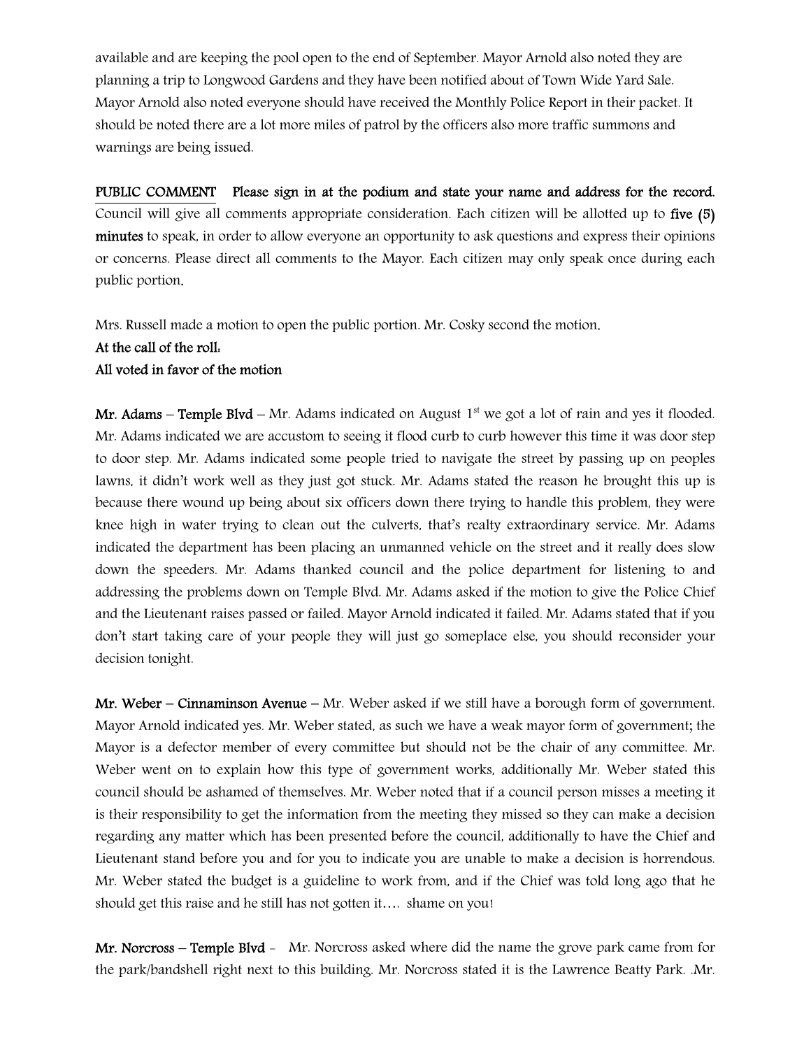available and are keeping the pool open to the end of September. Mayor Arnold also noted they are planning a trip to Longwood Gardens and they have been notified about of Town Wide Yard Sale. Mayor Arnold also noted everyone should have received the Monthly Police Report in their packet. It should be noted there are a lot more miles of patrol by the officers also more traffic summons and warnings are being issued.

**PUBLIC COMMENT** **Please sign in at the podium and state your name and address for the record.** Council will give all comments appropriate consideration. Each citizen will be allotted up to **five (5) minutes** to speak, in order to allow everyone an opportunity to ask questions and express their opinions or concerns. Please direct all comments to the Mayor. Each citizen may only speak once during each public portion.

Mrs. Russell made a motion to open the public portion. Mr. Cosky second the motion.

**At the call of the roll:**

**All voted in favor of the motion**

**Mr. Adams – Temple Blvd** – Mr. Adams indicated on August 1st we got a lot of rain and yes it flooded. Mr. Adams indicated we are accustom to seeing it flood curb to curb however this time it was door step to door step. Mr. Adams indicated some people tried to navigate the street by passing up on peoples lawns, it didn't work well as they just got stuck. Mr. Adams stated the reason he brought this up is because there wound up being about six officers down there trying to handle this problem, they were knee high in water trying to clean out the culverts, that's realty extraordinary service. Mr. Adams indicated the department has been placing an unmanned vehicle on the street and it really does slow down the speeders. Mr. Adams thanked council and the police department for listening to and addressing the problems down on Temple Blvd. Mr. Adams asked if the motion to give the Police Chief and the Lieutenant raises passed or failed. Mayor Arnold indicated it failed. Mr. Adams stated that if you don't start taking care of your people they will just go someplace else, you should reconsider your decision tonight.

**Mr. Weber – Cinnaminson Avenue** – Mr. Weber asked if we still have a borough form of government. Mayor Arnold indicated yes. Mr. Weber stated, as such we have a weak mayor form of government; the Mayor is a defector member of every committee but should not be the chair of any committee. Mr. Weber went on to explain how this type of government works, additionally Mr. Weber stated this council should be ashamed of themselves. Mr. Weber noted that if a council person misses a meeting it is their responsibility to get the information from the meeting they missed so they can make a decision regarding any matter which has been presented before the council, additionally to have the Chief and Lieutenant stand before you and for you to indicate you are unable to make a decision is horrendous. Mr. Weber stated the budget is a guideline to work from, and if the Chief was told long ago that he should get this raise and he still has not gotten it…. shame on you!

**Mr. Norcross – Temple Blvd** - Mr. Norcross asked where did the name the grove park came from for the park/bandshell right next to this building. Mr. Norcross stated it is the Lawrence Beatty Park. .Mr.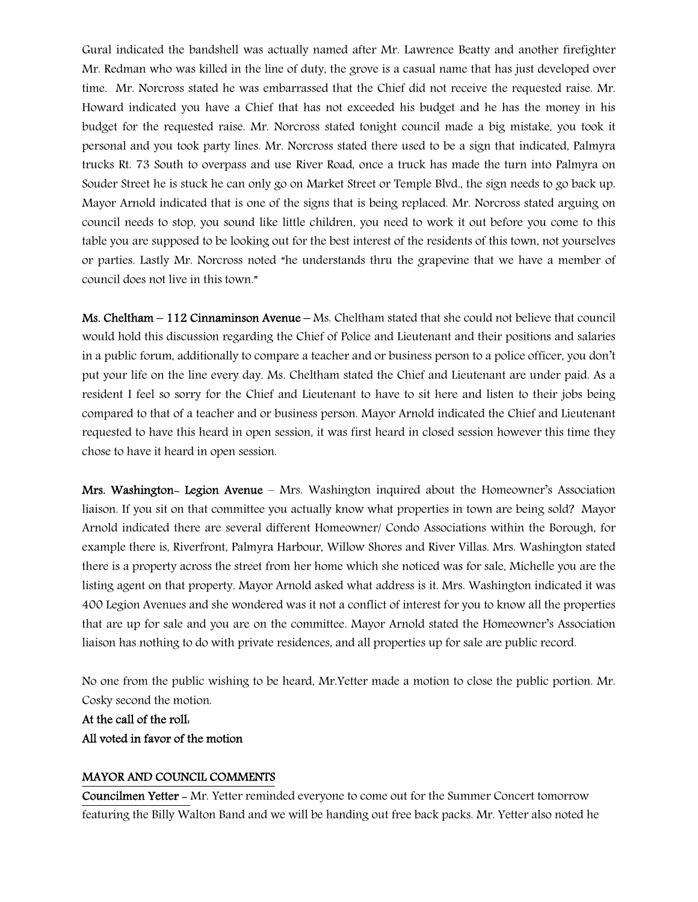Gural indicated the bandshell was actually named after Mr. Lawrence Beatty and another firefighter Mr. Redman who was killed in the line of duty, the grove is a casual name that has just developed over time. Mr. Norcross stated he was embarrassed that the Chief did not receive the requested raise. Mr. Howard indicated you have a Chief that has not exceeded his budget and he has the money in his budget for the requested raise. Mr. Norcross stated tonight council made a big mistake, you took it personal and you took party lines. Mr. Norcross stated there used to be a sign that indicated, Palmyra trucks Rt. 73 South to overpass and use River Road, once a truck has made the turn into Palmyra on Souder Street he is stuck he can only go on Market Street or Temple Blvd., the sign needs to go back up. Mayor Arnold indicated that is one of the signs that is being replaced. Mr. Norcross stated arguing on council needs to stop, you sound like little children, you need to work it out before you come to this table you are supposed to be looking out for the best interest of the residents of this town, not yourselves or parties. Lastly Mr. Norcross noted "he understands thru the grapevine that we have a member of council does not live in this town."

**Ms. Cheltham – 112 Cinnaminson Avenue** – Ms. Cheltham stated that she could not believe that council would hold this discussion regarding the Chief of Police and Lieutenant and their positions and salaries in a public forum, additionally to compare a teacher and or business person to a police officer, you don't put your life on the line every day. Ms. Cheltham stated the Chief and Lieutenant are under paid. As a resident I feel so sorry for the Chief and Lieutenant to have to sit here and listen to their jobs being compared to that of a teacher and or business person. Mayor Arnold indicated the Chief and Lieutenant requested to have this heard in open session, it was first heard in closed session however this time they chose to have it heard in open session.

**Mrs. Washington- Legion Avenue** – Mrs. Washington inquired about the Homeowner's Association liaison. If you sit on that committee you actually know what properties in town are being sold? Mayor Arnold indicated there are several different Homeowner/ Condo Associations within the Borough, for example there is, Riverfront, Palmyra Harbour, Willow Shores and River Villas. Mrs. Washington stated there is a property across the street from her home which she noticed was for sale, Michelle you are the listing agent on that property. Mayor Arnold asked what address is it. Mrs. Washington indicated it was 400 Legion Avenues and she wondered was it not a conflict of interest for you to know all the properties that are up for sale and you are on the committee. Mayor Arnold stated the Homeowner's Association liaison has nothing to do with private residences, and all properties up for sale are public record.

No one from the public wishing to be heard, Mr.Yetter made a motion to close the public portion. Mr. Cosky second the motion.

**At the call of the roll:**
**All voted in favor of the motion**

**MAYOR AND COUNCIL COMMENTS**

**Councilmen Yetter** – Mr. Yetter reminded everyone to come out for the Summer Concert tomorrow featuring the Billy Walton Band and we will be handing out free back packs. Mr. Yetter also noted he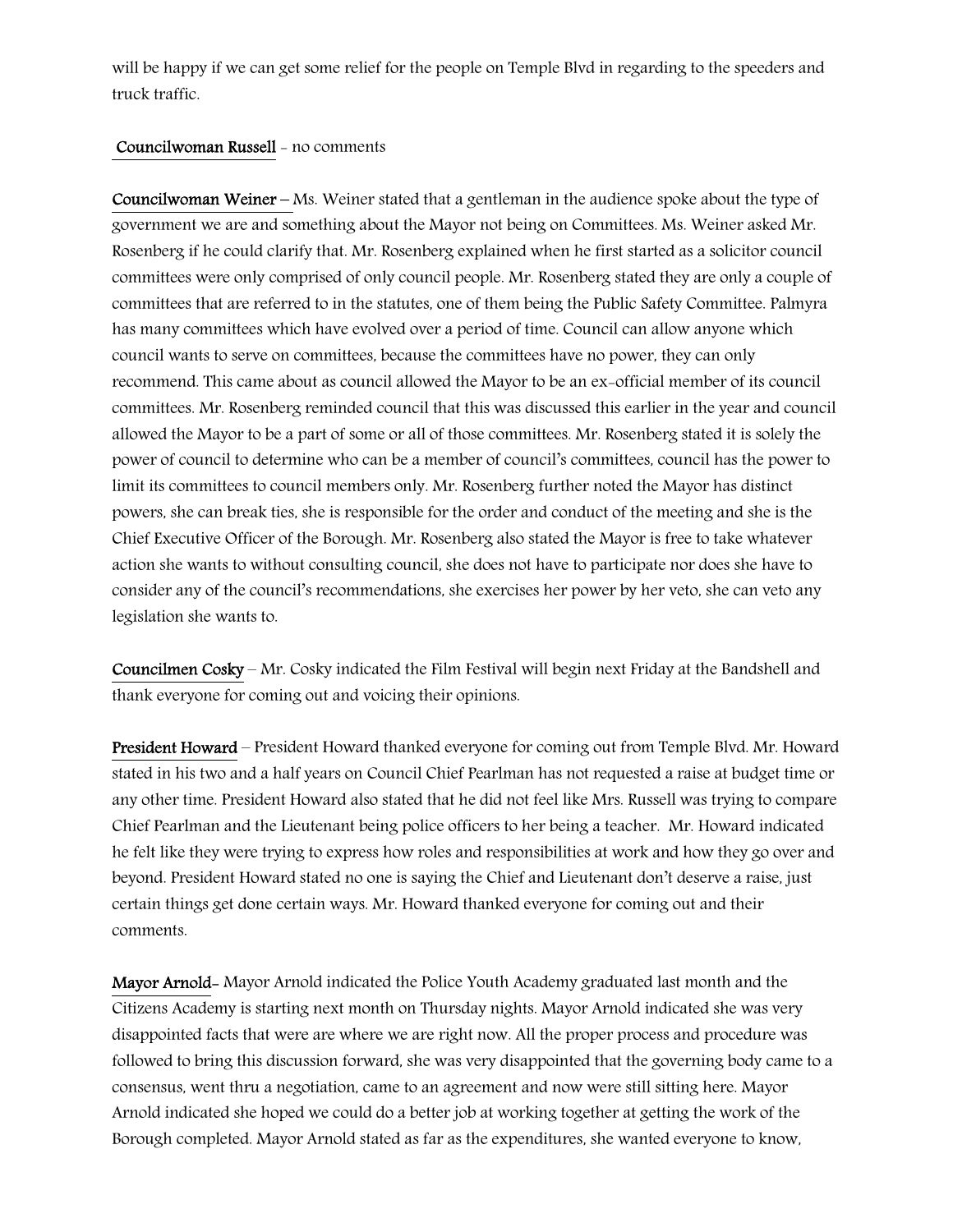will be happy if we can get some relief for the people on Temple Blvd in regarding to the speeders and truck traffic.

**Councilwoman Russell** - no comments

**Councilwoman Weiner** – Ms. Weiner stated that a gentleman in the audience spoke about the type of government we are and something about the Mayor not being on Committees. Ms. Weiner asked Mr. Rosenberg if he could clarify that. Mr. Rosenberg explained when he first started as a solicitor council committees were only comprised of only council people. Mr. Rosenberg stated they are only a couple of committees that are referred to in the statutes, one of them being the Public Safety Committee. Palmyra has many committees which have evolved over a period of time. Council can allow anyone which council wants to serve on committees, because the committees have no power, they can only recommend. This came about as council allowed the Mayor to be an ex-official member of its council committees. Mr. Rosenberg reminded council that this was discussed this earlier in the year and council allowed the Mayor to be a part of some or all of those committees. Mr. Rosenberg stated it is solely the power of council to determine who can be a member of council's committees, council has the power to limit its committees to council members only. Mr. Rosenberg further noted the Mayor has distinct powers, she can break ties, she is responsible for the order and conduct of the meeting and she is the Chief Executive Officer of the Borough. Mr. Rosenberg also stated the Mayor is free to take whatever action she wants to without consulting council, she does not have to participate nor does she have to consider any of the council's recommendations, she exercises her power by her veto, she can veto any legislation she wants to.

**Councilmen Cosky** – Mr. Cosky indicated the Film Festival will begin next Friday at the Bandshell and thank everyone for coming out and voicing their opinions.

**President Howard** – President Howard thanked everyone for coming out from Temple Blvd. Mr. Howard stated in his two and a half years on Council Chief Pearlman has not requested a raise at budget time or any other time. President Howard also stated that he did not feel like Mrs. Russell was trying to compare Chief Pearlman and the Lieutenant being police officers to her being a teacher. Mr. Howard indicated he felt like they were trying to express how roles and responsibilities at work and how they go over and beyond. President Howard stated no one is saying the Chief and Lieutenant don't deserve a raise, just certain things get done certain ways. Mr. Howard thanked everyone for coming out and their comments.

**Mayor Arnold**- Mayor Arnold indicated the Police Youth Academy graduated last month and the Citizens Academy is starting next month on Thursday nights. Mayor Arnold indicated she was very disappointed facts that were are where we are right now. All the proper process and procedure was followed to bring this discussion forward, she was very disappointed that the governing body came to a consensus, went thru a negotiation, came to an agreement and now were still sitting here. Mayor Arnold indicated she hoped we could do a better job at working together at getting the work of the Borough completed. Mayor Arnold stated as far as the expenditures, she wanted everyone to know,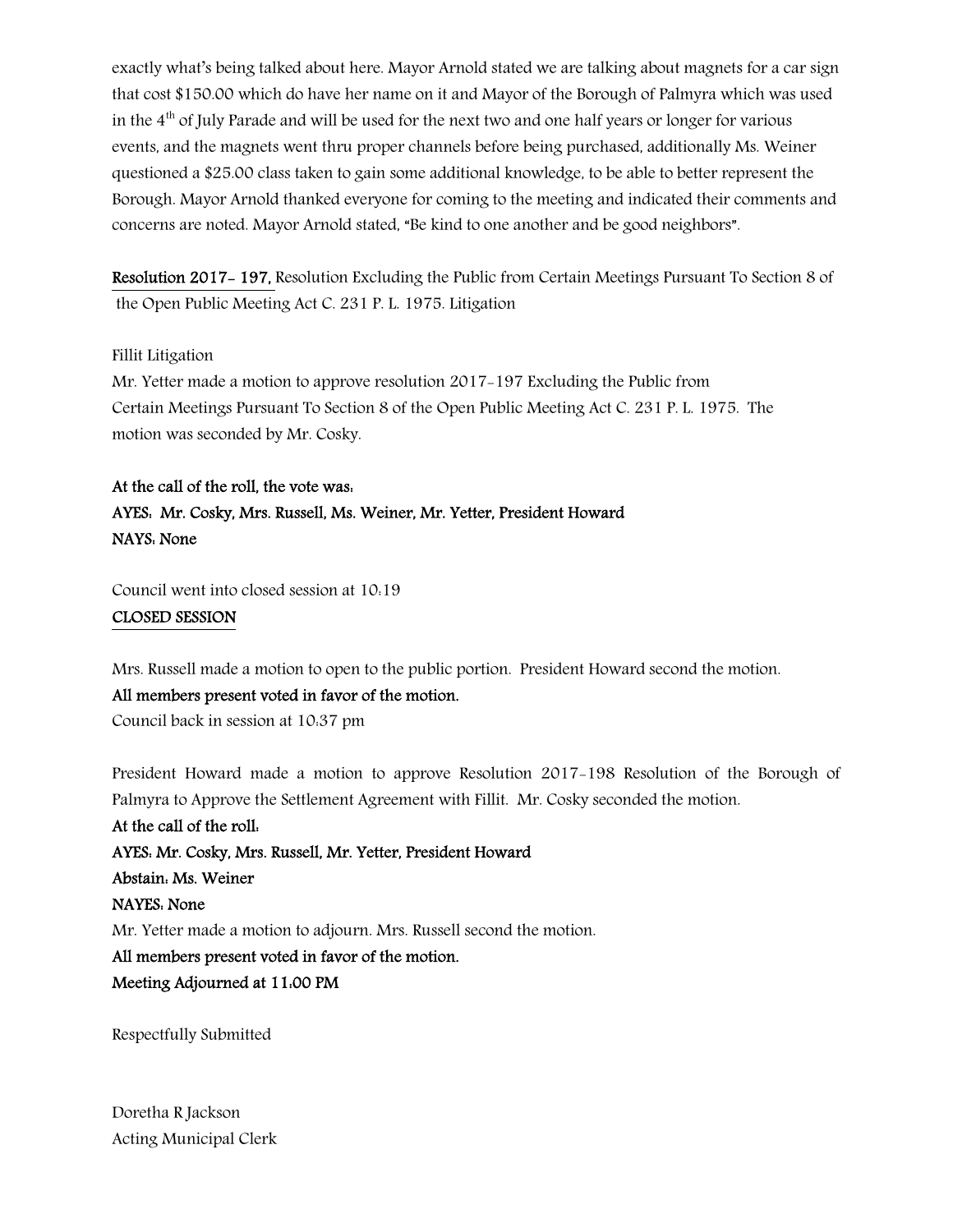exactly what's being talked about here. Mayor Arnold stated we are talking about magnets for a car sign that cost $150.00 which do have her name on it and Mayor of the Borough of Palmyra which was used in the 4th of July Parade and will be used for the next two and one half years or longer for various events, and the magnets went thru proper channels before being purchased, additionally Ms. Weiner questioned a $25.00 class taken to gain some additional knowledge, to be able to better represent the Borough. Mayor Arnold thanked everyone for coming to the meeting and indicated their comments and concerns are noted. Mayor Arnold stated, "Be kind to one another and be good neighbors".

**Resolution 2017- 197,** Resolution Excluding the Public from Certain Meetings Pursuant To Section 8 of the Open Public Meeting Act C. 231 P. L. 1975. Litigation

Fillit Litigation

Mr. Yetter made a motion to approve resolution 2017-197 Excluding the Public from Certain Meetings Pursuant To Section 8 of the Open Public Meeting Act C. 231 P. L. 1975. The motion was seconded by Mr. Cosky.

**At the call of the roll, the vote was:**

**AYES: Mr. Cosky, Mrs. Russell, Ms. Weiner, Mr. Yetter, President Howard**

**NAYS: None**

Council went into closed session at 10:19

**CLOSED SESSION**

Mrs. Russell made a motion to open to the public portion. President Howard second the motion.

**All members present voted in favor of the motion.**

Council back in session at 10:37 pm

President Howard made a motion to approve Resolution 2017-198 Resolution of the Borough of Palmyra to Approve the Settlement Agreement with Fillit. Mr. Cosky seconded the motion.

**At the call of the roll:**

**AYES: Mr. Cosky, Mrs. Russell, Mr. Yetter, President Howard**

**Abstain: Ms. Weiner**

**NAYES: None**

Mr. Yetter made a motion to adjourn. Mrs. Russell second the motion.

**All members present voted in favor of the motion.**

**Meeting Adjourned at 11:00 PM**

Respectfully Submitted

Doretha R Jackson

Acting Municipal Clerk